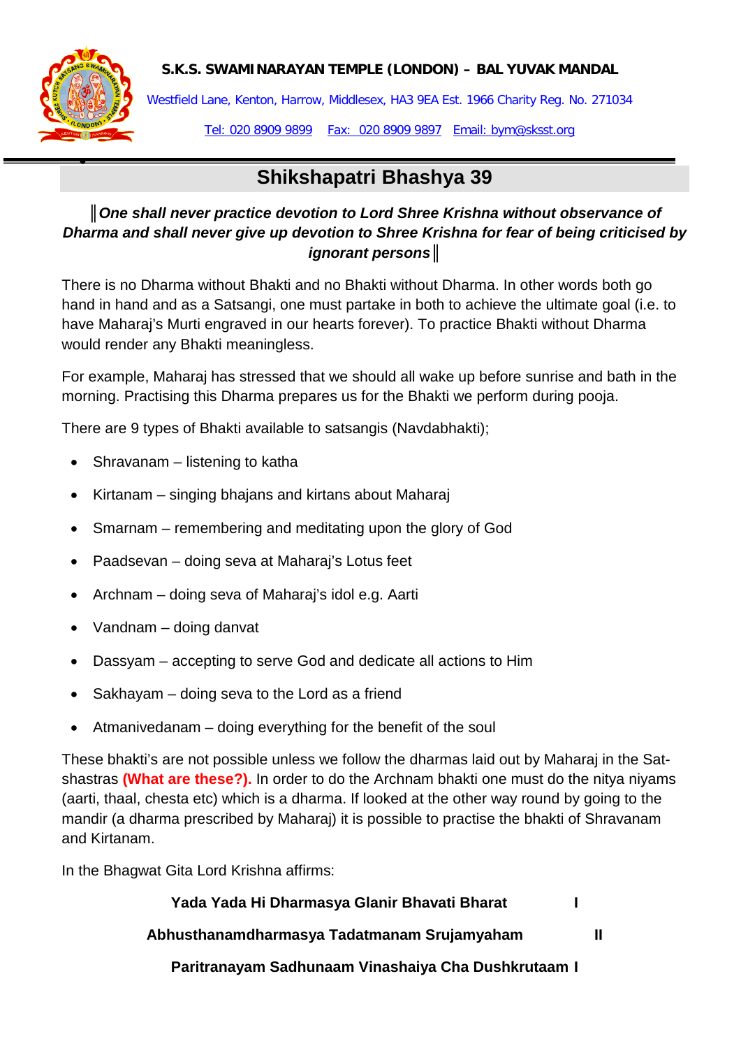**S.K.S. SWAMINARAYAN TEMPLE (LONDON) – BAL YUVAK MANDAL**

Westfield Lane, Kenton, Harrow, Middlesex, HA3 9EA Est. 1966 Charity Reg. No. 271034

Tel: 020 8909 9899 Fax: 020 8909 9897 Email: bym@sksst.org

# Shikshapatri Bhashya 39

***║One shall never practice devotion to Lord Shree Krishna without observance of Dharma and shall never give up devotion to Shree Krishna for fear of being criticised by ignorant persons║***

There is no Dharma without Bhakti and no Bhakti without Dharma. In other words both go hand in hand and as a Satsangi, one must partake in both to achieve the ultimate goal (i.e. to have Maharaj's Murti engraved in our hearts forever). To practice Bhakti without Dharma would render any Bhakti meaningless.

For example, Maharaj has stressed that we should all wake up before sunrise and bath in the morning. Practising this Dharma prepares us for the Bhakti we perform during pooja.

There are 9 types of Bhakti available to satsangis (Navdabhakti);

- Shravanam – listening to katha
- Kirtanam – singing bhajans and kirtans about Maharaj
- Smarnam – remembering and meditating upon the glory of God
- Paadsevan – doing seva at Maharaj's Lotus feet
- Archnam – doing seva of Maharaj's idol e.g. Aarti
- Vandnam – doing danvat
- Dassyam – accepting to serve God and dedicate all actions to Him
- Sakhayam – doing seva to the Lord as a friend
- Atmanivedanam – doing everything for the benefit of the soul

These bhakti's are not possible unless we follow the dharmas laid out by Maharaj in the Sat-shastras **(What are these?).** In order to do the Archnam bhakti one must do the nitya niyams (aarti, thaal, chesta etc) which is a dharma. If looked at the other way round by going to the mandir (a dharma prescribed by Maharaj) it is possible to practise the bhakti of Shravanam and Kirtanam.

In the Bhagwat Gita Lord Krishna affirms:

**Yada Yada Hi Dharmasya Glanir Bhavati Bharat I**

**Abhusthanamdharmasya Tadatmanam Srujamyaham II**

**Paritranayam Sadhunaam Vinashaiya Cha Dushkrutaam I**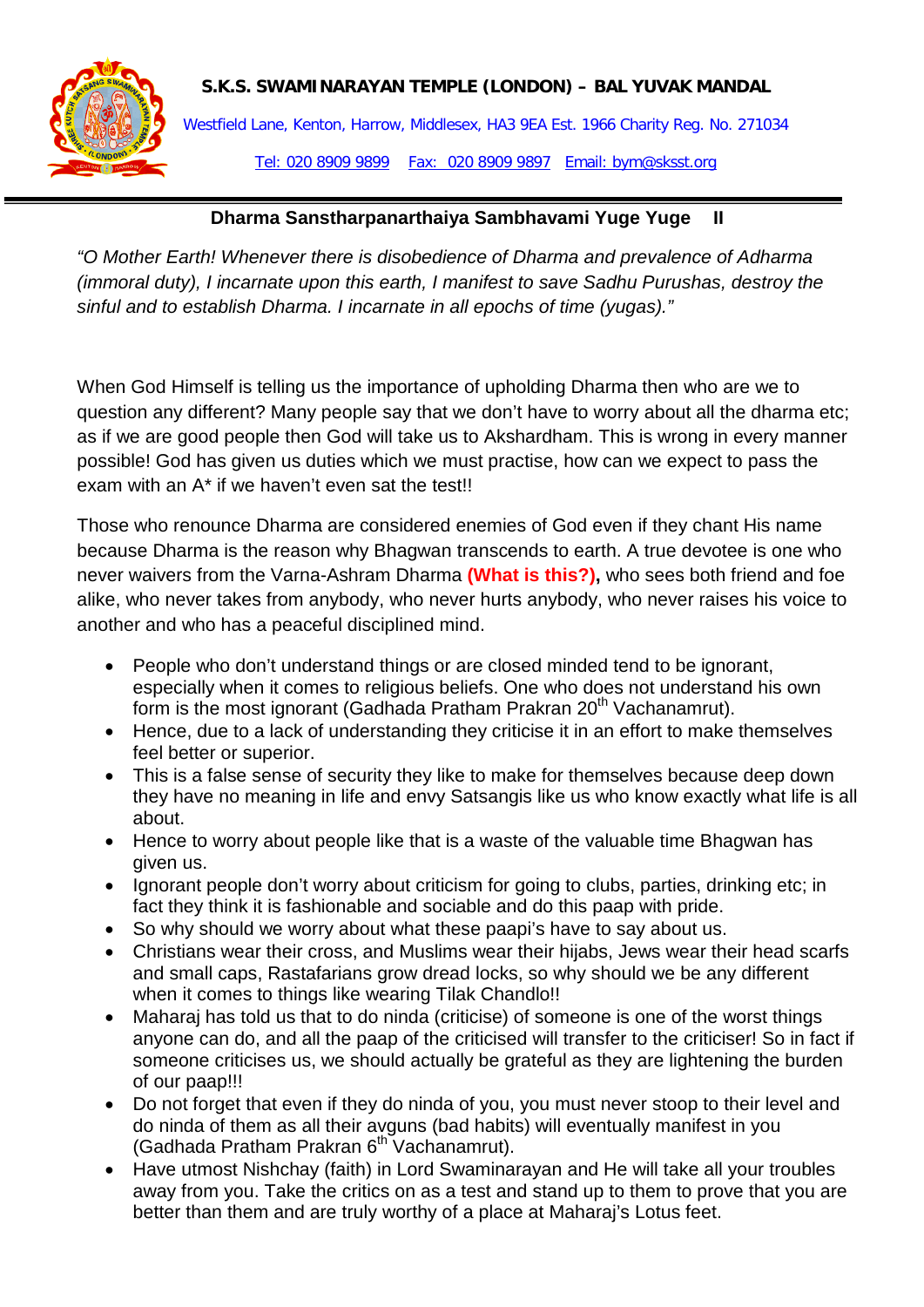**S.K.S. SWAMINARAYAN TEMPLE (LONDON) – BAL YUVAK MANDAL**

Westfield Lane, Kenton, Harrow, Middlesex, HA3 9EA Est. 1966 Charity Reg. No. 271034

Tel: 020 8909 9899 Fax: 020 8909 9897 Email: bym@sksst.org

---

**Dharma Sanstharpanarthaiya Sambhavami Yuge Yuge II**

*"O Mother Earth! Whenever there is disobedience of Dharma and prevalence of Adharma (immoral duty), I incarnate upon this earth, I manifest to save Sadhu Purushas, destroy the sinful and to establish Dharma. I incarnate in all epochs of time (yugas)."*

When God Himself is telling us the importance of upholding Dharma then who are we to question any different? Many people say that we don't have to worry about all the dharma etc; as if we are good people then God will take us to Akshardham. This is wrong in every manner possible! God has given us duties which we must practise, how can we expect to pass the exam with an A* if we haven't even sat the test!!

Those who renounce Dharma are considered enemies of God even if they chant His name because Dharma is the reason why Bhagwan transcends to earth. A true devotee is one who never waivers from the Varna-Ashram Dharma **(What is this?),** who sees both friend and foe alike, who never takes from anybody, who never hurts anybody, who never raises his voice to another and who has a peaceful disciplined mind.

- People who don't understand things or are closed minded tend to be ignorant, especially when it comes to religious beliefs. One who does not understand his own form is the most ignorant (Gadhada Pratham Prakran 20th Vachanamrut).
- Hence, due to a lack of understanding they criticise it in an effort to make themselves feel better or superior.
- This is a false sense of security they like to make for themselves because deep down they have no meaning in life and envy Satsangis like us who know exactly what life is all about.
- Hence to worry about people like that is a waste of the valuable time Bhagwan has given us.
- Ignorant people don't worry about criticism for going to clubs, parties, drinking etc; in fact they think it is fashionable and sociable and do this paap with pride.
- So why should we worry about what these paapi's have to say about us.
- Christians wear their cross, and Muslims wear their hijabs, Jews wear their head scarfs and small caps, Rastafarians grow dread locks, so why should we be any different when it comes to things like wearing Tilak Chandlo!!
- Maharaj has told us that to do ninda (criticise) of someone is one of the worst things anyone can do, and all the paap of the criticised will transfer to the criticiser! So in fact if someone criticises us, we should actually be grateful as they are lightening the burden of our paap!!!
- Do not forget that even if they do ninda of you, you must never stoop to their level and do ninda of them as all their avguns (bad habits) will eventually manifest in you (Gadhada Pratham Prakran 6th Vachanamrut).
- Have utmost Nishchay (faith) in Lord Swaminarayan and He will take all your troubles away from you. Take the critics on as a test and stand up to them to prove that you are better than them and are truly worthy of a place at Maharaj's Lotus feet.